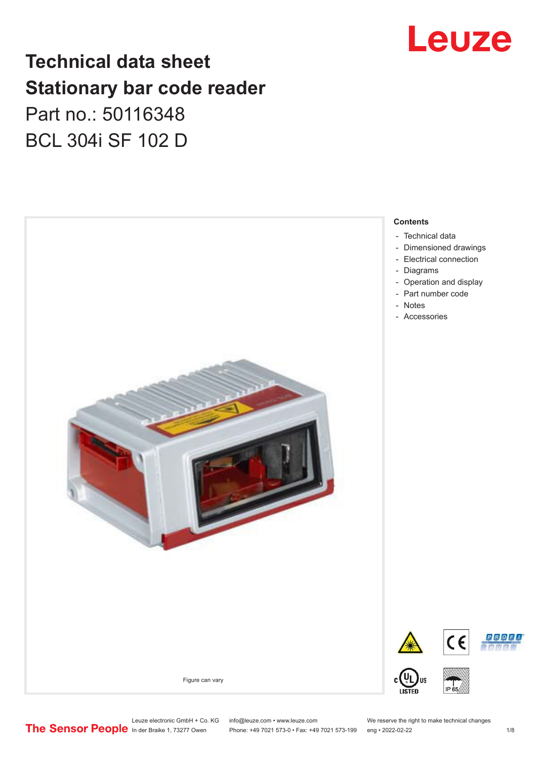# Technical data sheet

# Stationary bar code reader

Part no.: 50116348

BCL 304i SF 102 D

Figure can vary

**Contents**

- Technical data
- Dimensioned drawings
- Electrical connection
- Diagrams
- Operation and display
- Part number code
- Notes
- Accessories

Leuze electronic GmbH + Co. KG
In der Braike 1, 73277 Owen

info@leuze.com • www.leuze.com
Phone: +49 7021 573-0 • Fax: +49 7021 573-199

We reserve the right to make technical changes
eng • 2022-02-22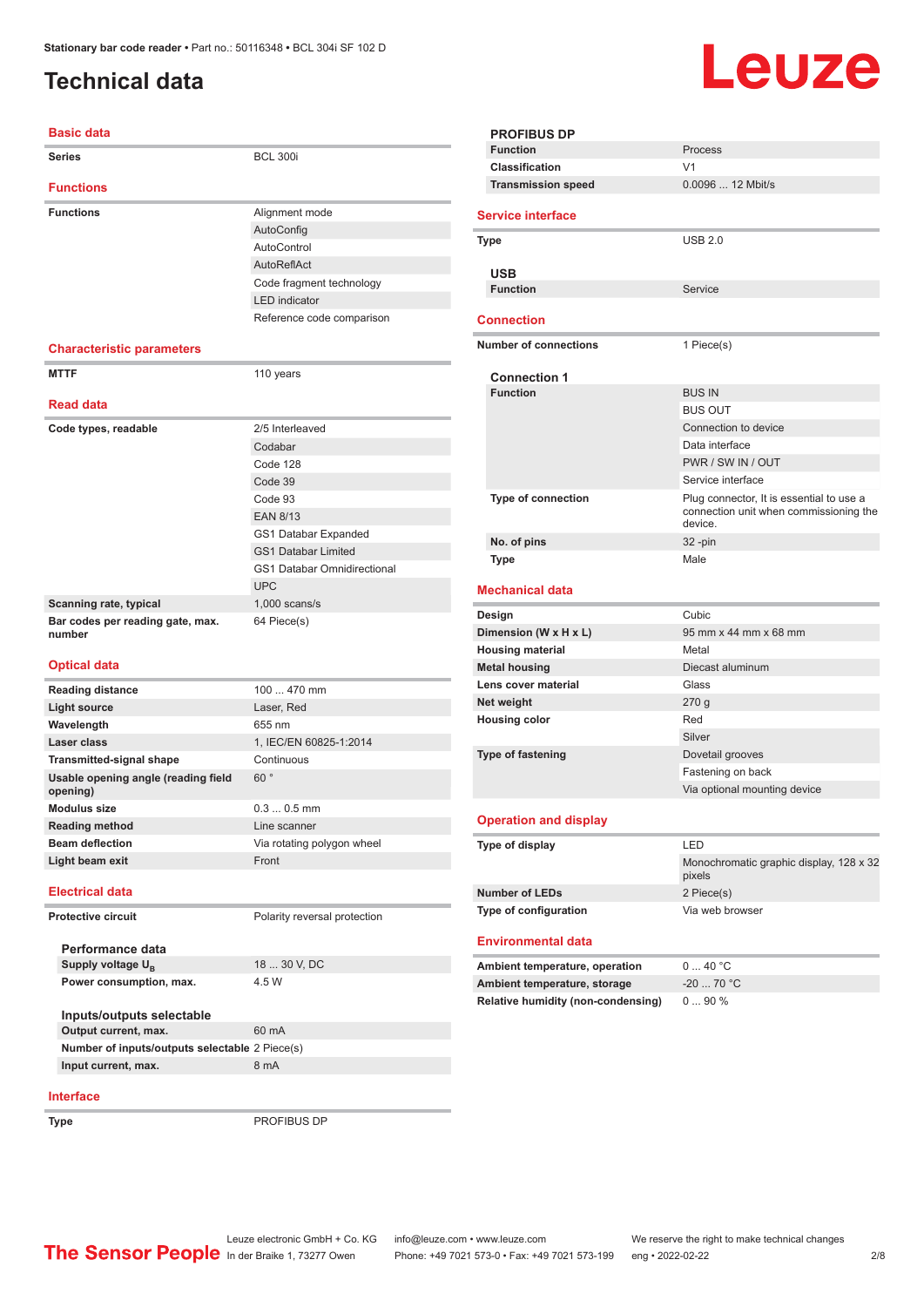# Technical data

## Basic data

| | |
|---|---|
| **Series** | BCL 300i |

## Functions

| | |
|---|---|
| **Functions** | Alignment mode |
| | AutoConfig |
| | AutoControl |
| | AutoReflAct |
| | Code fragment technology |
| | LED indicator |
| | Reference code comparison |

## Characteristic parameters

| | |
|---|---|
| **MTTF** | 110 years |

## Read data

| | |
|---|---|
| **Code types, readable** | 2/5 Interleaved |
| | Codabar |
| | Code 128 |
| | Code 39 |
| | Code 93 |
| | EAN 8/13 |
| | GS1 Databar Expanded |
| | GS1 Databar Limited |
| | GS1 Databar Omnidirectional |
| | UPC |
| **Scanning rate, typical** | 1,000 scans/s |
| **Bar codes per reading gate, max. number** | 64 Piece(s) |

## Optical data

| | |
|---|---|
| **Reading distance** | 100 ... 470 mm |
| **Light source** | Laser, Red |
| **Wavelength** | 655 nm |
| **Laser class** | 1, IEC/EN 60825-1:2014 |
| **Transmitted-signal shape** | Continuous |
| **Usable opening angle (reading field opening)** | 60 ° |
| **Modulus size** | 0.3 ... 0.5 mm |
| **Reading method** | Line scanner |
| **Beam deflection** | Via rotating polygon wheel |
| **Light beam exit** | Front |

## Electrical data

| | |
|---|---|
| **Protective circuit** | Polarity reversal protection |

### Performance data

| | |
|---|---|
| **Supply voltage $U_B$** | 18 ... 30 V, DC |
| **Power consumption, max.** | 4.5 W |

### Inputs/outputs selectable

| | |
|---|---|
| **Output current, max.** | 60 mA |
| **Number of inputs/outputs selectable** | 2 Piece(s) |
| **Input current, max.** | 8 mA |

## Interface

| | |
|---|---|
| **Type** | PROFIBUS DP |

### PROFIBUS DP

| | |
|---|---|
| **Function** | Process |
| **Classification** | V1 |
| **Transmission speed** | 0.0096 ... 12 Mbit/s |

## Service interface

| | |
|---|---|
| **Type** | USB 2.0 |

### USB

| | |
|---|---|
| **Function** | Service |

## Connection

| | |
|---|---|
| **Number of connections** | 1 Piece(s) |

### Connection 1

| | |
|---|---|
| **Function** | BUS IN |
| | BUS OUT |
| | Connection to device |
| | Data interface |
| | PWR / SW IN / OUT |
| | Service interface |
| **Type of connection** | Plug connector, It is essential to use a connection unit when commissioning the device. |
| **No. of pins** | 32 -pin |
| **Type** | Male |

## Mechanical data

| | |
|---|---|
| **Design** | Cubic |
| **Dimension (W x H x L)** | 95 mm x 44 mm x 68 mm |
| **Housing material** | Metal |
| **Metal housing** | Diecast aluminum |
| **Lens cover material** | Glass |
| **Net weight** | 270 g |
| **Housing color** | Red |
| | Silver |
| **Type of fastening** | Dovetail grooves |
| | Fastening on back |
| | Via optional mounting device |

## Operation and display

| | |
|---|---|
| **Type of display** | LED |
| | Monochromatic graphic display, 128 x 32 pixels |
| **Number of LEDs** | 2 Piece(s) |
| **Type of configuration** | Via web browser |

## Environmental data

| | |
|---|---|
| **Ambient temperature, operation** | 0 ... 40 °C |
| **Ambient temperature, storage** | -20 ... 70 °C |
| **Relative humidity (non-condensing)** | 0 ... 90 % |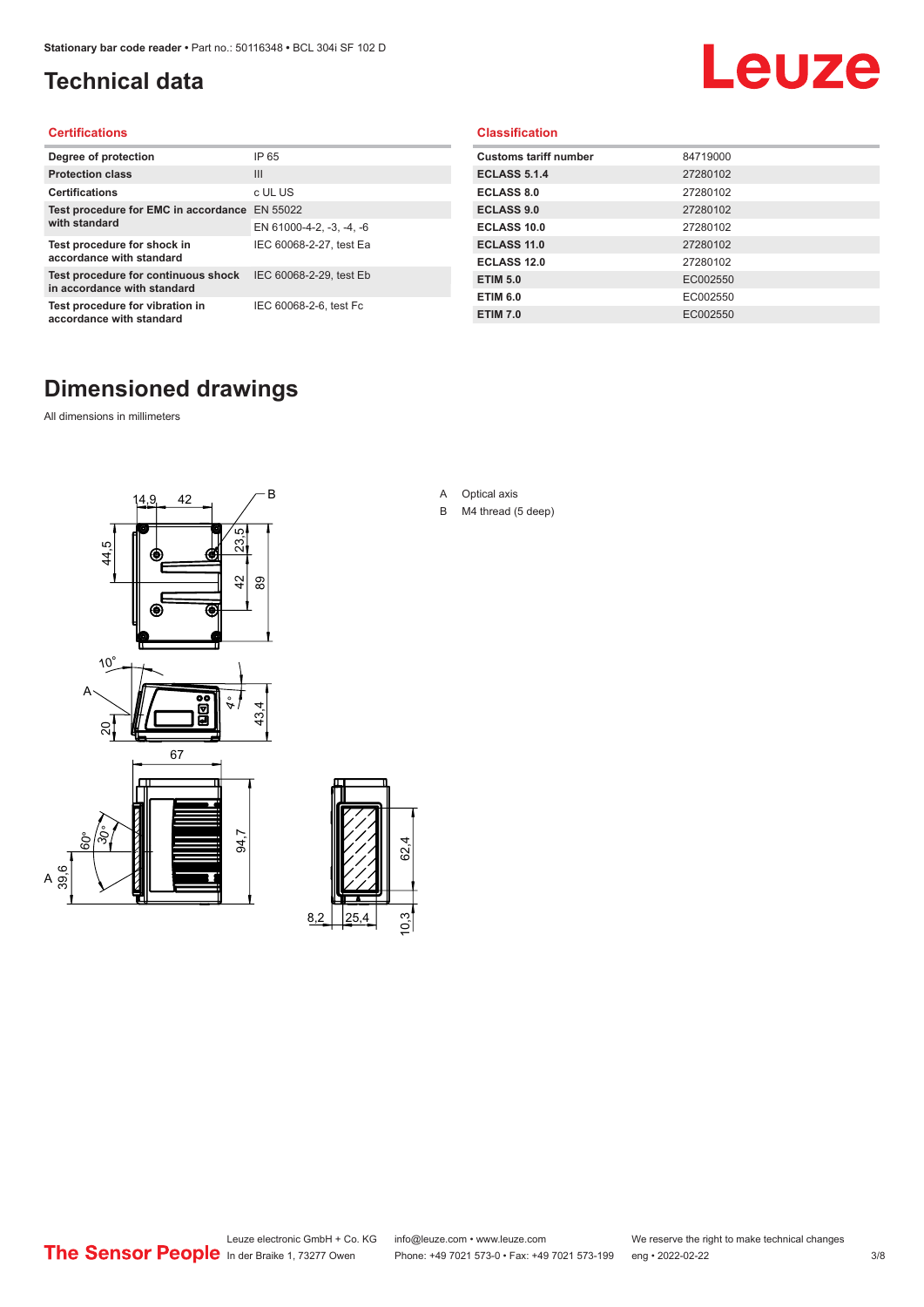# Technical data

## Certifications

| | |
|---|---|
| **Degree of protection** | IP 65 |
| **Protection class** | III |
| **Certifications** | c UL US |
| **Test procedure for EMC in accordance with standard** | EN 55022 |
| | EN 61000-4-2, -3, -4, -6 |
| **Test procedure for shock in accordance with standard** | IEC 60068-2-27, test Ea |
| **Test procedure for continuous shock in accordance with standard** | IEC 60068-2-29, test Eb |
| **Test procedure for vibration in accordance with standard** | IEC 60068-2-6, test Fc |

## Classification

| | |
|---|---|
| **Customs tariff number** | 84719000 |
| **ECLASS 5.1.4** | 27280102 |
| **ECLASS 8.0** | 27280102 |
| **ECLASS 9.0** | 27280102 |
| **ECLASS 10.0** | 27280102 |
| **ECLASS 11.0** | 27280102 |
| **ECLASS 12.0** | 27280102 |
| **ETIM 5.0** | EC002550 |
| **ETIM 6.0** | EC002550 |
| **ETIM 7.0** | EC002550 |

# Dimensioned drawings

All dimensions in millimeters

A Optical axis

B M4 thread (5 deep)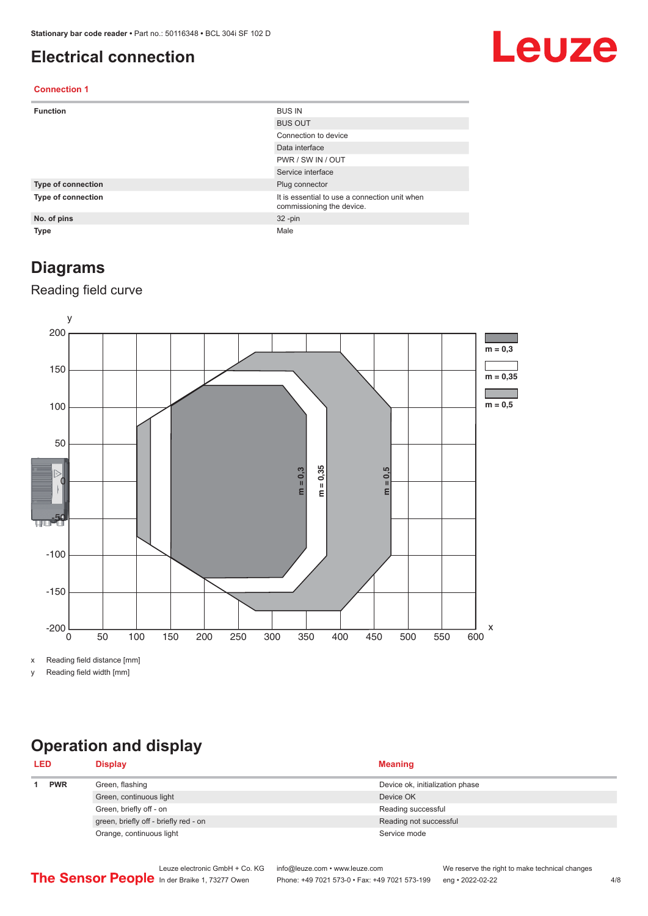# Electrical connection

**Connection 1**

| | |
|---|---|
| **Function** | BUS IN |
| | BUS OUT |
| | Connection to device |
| | Data interface |
| | PWR / SW IN / OUT |
| | Service interface |
| **Type of connection** | Plug connector |
| **Type of connection** | It is essential to use a connection unit when commissioning the device. |
| **No. of pins** | 32 -pin |
| **Type** | Male |

# Diagrams

## Reading field curve

x Reading field distance [mm]

y Reading field width [mm]

# Operation and display

| LED | | Display | Meaning |
|---|---|---|---|
| 1 | PWR | Green, flashing | Device ok, initialization phase |
| | | Green, continuous light | Device OK |
| | | Green, briefly off - on | Reading successful |
| | | green, briefly off - briefly red - on | Reading not successful |
| | | Orange, continuous light | Service mode |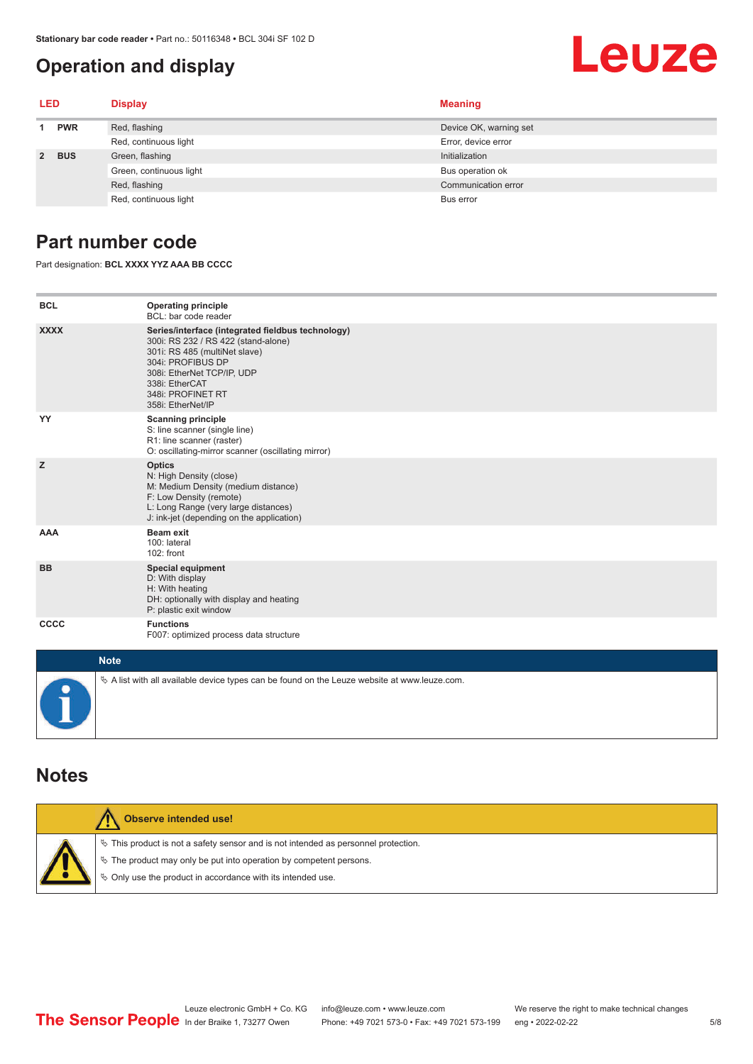## Operation and display

| LED | | Display | Meaning |
|---|---|---|---|
| 1 | PWR | Red, flashing | Device OK, warning set |
| | | Red, continuous light | Error, device error |
| 2 | BUS | Green, flashing | Initialization |
| | | Green, continuous light | Bus operation ok |
| | | Red, flashing | Communication error |
| | | Red, continuous light | Bus error |

## Part number code

Part designation: **BCL XXXX YYZ AAA BB CCCC**

| | |
|---|---|
| **BCL** | **Operating principle**<br>BCL: bar code reader |
| **XXXX** | **Series/interface (integrated fieldbus technology)**<br>300i: RS 232 / RS 422 (stand-alone)<br>301i: RS 485 (multiNet slave)<br>304i: PROFIBUS DP<br>308i: EtherNet TCP/IP, UDP<br>338i: EtherCAT<br>348i: PROFINET RT<br>358i: EtherNet/IP |
| **YY** | **Scanning principle**<br>S: line scanner (single line)<br>R1: line scanner (raster)<br>O: oscillating-mirror scanner (oscillating mirror) |
| **Z** | **Optics**<br>N: High Density (close)<br>M: Medium Density (medium distance)<br>F: Low Density (remote)<br>L: Long Range (very large distances)<br>J: ink-jet (depending on the application) |
| **AAA** | **Beam exit**<br>100: lateral<br>102: front |
| **BB** | **Special equipment**<br>D: With display<br>H: With heating<br>DH: optionally with display and heating<br>P: plastic exit window |
| **CCCC** | **Functions**<br>F007: optimized process data structure |

**Note**

- A list with all available device types can be found on the Leuze website at www.leuze.com.

## Notes

**Observe intended use!**

- This product is not a safety sensor and is not intended as personnel protection.
- The product may only be put into operation by competent persons.
- Only use the product in accordance with its intended use.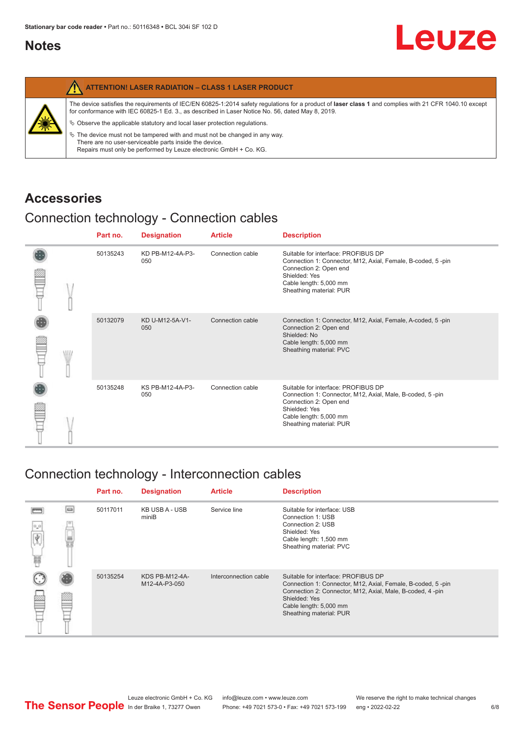## Notes

| ATTENTION! LASER RADIATION – CLASS 1 LASER PRODUCT |
|---|
| The device satisfies the requirements of IEC/EN 60825-1:2014 safety regulations for a product of **laser class 1** and complies with 21 CFR 1040.10 except for conformance with IEC 60825-1 Ed. 3., as described in Laser Notice No. 56, dated May 8, 2019.<br>↳ Observe the applicable statutory and local laser protection regulations.<br>↳ The device must not be tampered with and must not be changed in any way. There are no user-serviceable parts inside the device. Repairs must only be performed by Leuze electronic GmbH + Co. KG. |

# Accessories

## Connection technology - Connection cables

| Part no. | Designation | Article | Description |
|---|---|---|---|
| 50135243 | KD PB-M12-4A-P3-050 | Connection cable | Suitable for interface: PROFIBUS DP<br>Connection 1: Connector, M12, Axial, Female, B-coded, 5 -pin<br>Connection 2: Open end<br>Shielded: Yes<br>Cable length: 5,000 mm<br>Sheathing material: PUR |
| 50132079 | KD U-M12-5A-V1-050 | Connection cable | Connection 1: Connector, M12, Axial, Female, A-coded, 5 -pin<br>Connection 2: Open end<br>Shielded: No<br>Cable length: 5,000 mm<br>Sheathing material: PVC |
| 50135248 | KS PB-M12-4A-P3-050 | Connection cable | Suitable for interface: PROFIBUS DP<br>Connection 1: Connector, M12, Axial, Male, B-coded, 5 -pin<br>Connection 2: Open end<br>Shielded: Yes<br>Cable length: 5,000 mm<br>Sheathing material: PUR |

## Connection technology - Interconnection cables

| Part no. | Designation | Article | Description |
|---|---|---|---|
| 50117011 | KB USB A - USB miniB | Service line | Suitable for interface: USB<br>Connection 1: USB<br>Connection 2: USB<br>Shielded: Yes<br>Cable length: 1,500 mm<br>Sheathing material: PVC |
| 50135254 | KDS PB-M12-4A-M12-4A-P3-050 | Interconnection cable | Suitable for interface: PROFIBUS DP<br>Connection 1: Connector, M12, Axial, Female, B-coded, 5 -pin<br>Connection 2: Connector, M12, Axial, Male, B-coded, 4 -pin<br>Shielded: Yes<br>Cable length: 5,000 mm<br>Sheathing material: PUR |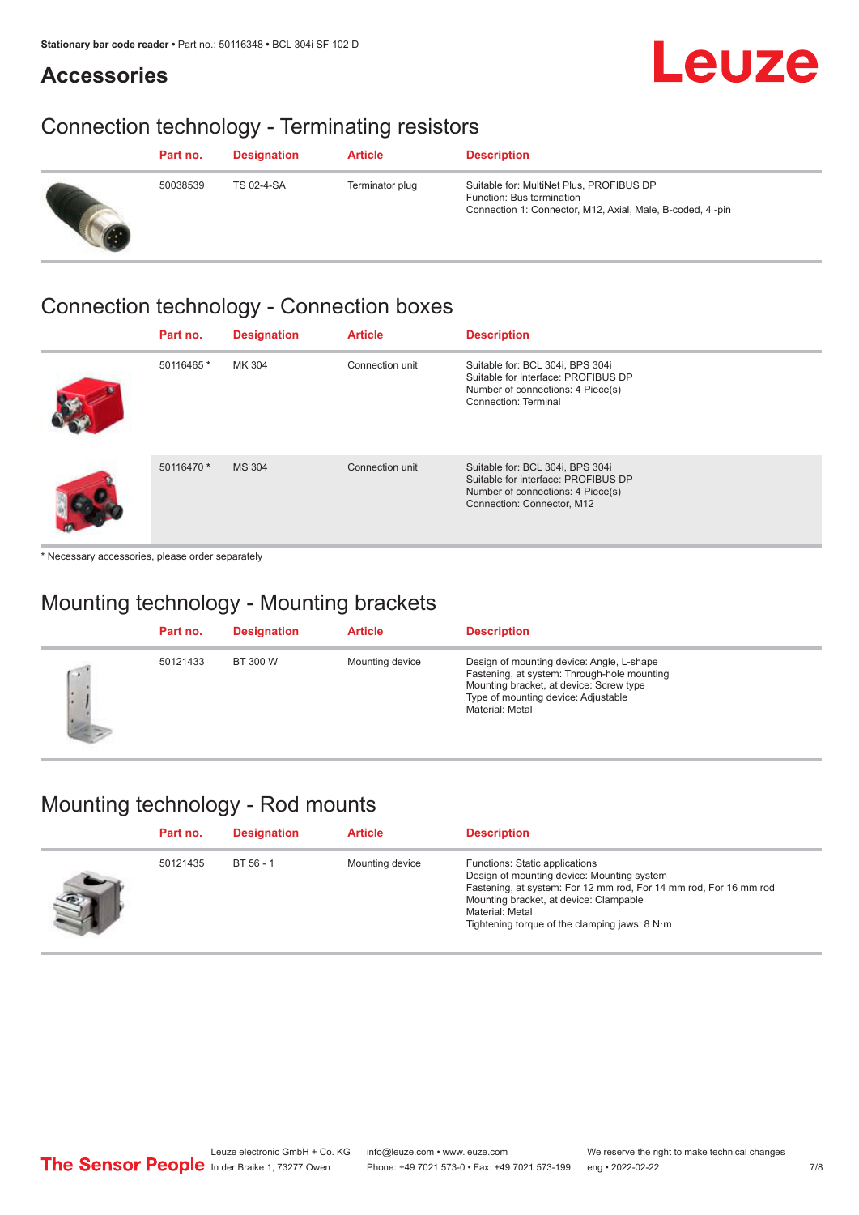# Accessories

## Connection technology - Terminating resistors

| Part no. | Designation | Article | Description |
|---|---|---|---|
| 50038539 | TS 02-4-SA | Terminator plug | Suitable for: MultiNet Plus, PROFIBUS DP<br>Function: Bus termination<br>Connection 1: Connector, M12, Axial, Male, B-coded, 4 -pin |

## Connection technology - Connection boxes

| Part no. | Designation | Article | Description |
|---|---|---|---|
| 50116465 * | MK 304 | Connection unit | Suitable for: BCL 304i, BPS 304i<br>Suitable for interface: PROFIBUS DP<br>Number of connections: 4 Piece(s)<br>Connection: Terminal |
| 50116470 * | MS 304 | Connection unit | Suitable for: BCL 304i, BPS 304i<br>Suitable for interface: PROFIBUS DP<br>Number of connections: 4 Piece(s)<br>Connection: Connector, M12 |

* Necessary accessories, please order separately

## Mounting technology - Mounting brackets

| Part no. | Designation | Article | Description |
|---|---|---|---|
| 50121433 | BT 300 W | Mounting device | Design of mounting device: Angle, L-shape<br>Fastening, at system: Through-hole mounting<br>Mounting bracket, at device: Screw type<br>Type of mounting device: Adjustable<br>Material: Metal |

## Mounting technology - Rod mounts

| Part no. | Designation | Article | Description |
|---|---|---|---|
| 50121435 | BT 56 - 1 | Mounting device | Functions: Static applications<br>Design of mounting device: Mounting system<br>Fastening, at system: For 12 mm rod, For 14 mm rod, For 16 mm rod<br>Mounting bracket, at device: Clampable<br>Material: Metal<br>Tightening torque of the clamping jaws: 8 N·m |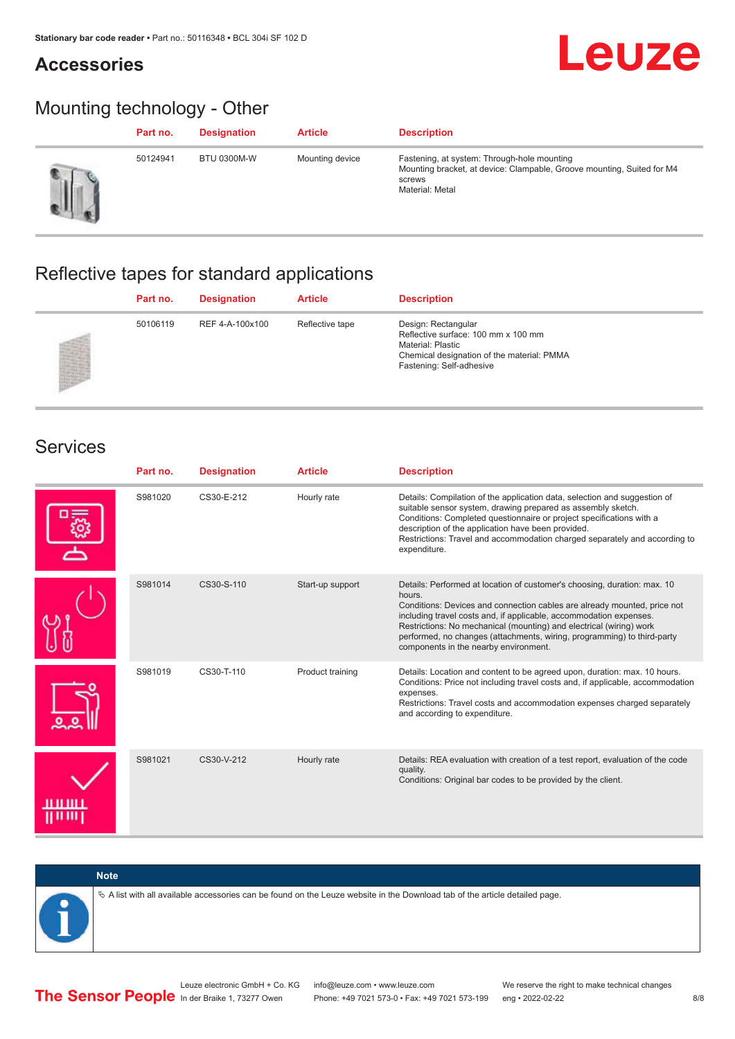## Accessories

### Mounting technology - Other

| Part no. | Designation | Article | Description |
|---|---|---|---|
| 50124941 | BTU 0300M-W | Mounting device | Fastening, at system: Through-hole mounting<br>Mounting bracket, at device: Clampable, Groove mounting, Suited for M4 screws<br>Material: Metal |

### Reflective tapes for standard applications

| Part no. | Designation | Article | Description |
|---|---|---|---|
| 50106119 | REF 4-A-100x100 | Reflective tape | Design: Rectangular<br>Reflective surface: 100 mm x 100 mm<br>Material: Plastic<br>Chemical designation of the material: PMMA<br>Fastening: Self-adhesive |

### Services

| Part no. | Designation | Article | Description |
|---|---|---|---|
| S981020 | CS30-E-212 | Hourly rate | Details: Compilation of the application data, selection and suggestion of suitable sensor system, drawing prepared as assembly sketch.<br>Conditions: Completed questionnaire or project specifications with a description of the application have been provided.<br>Restrictions: Travel and accommodation charged separately and according to expenditure. |
| S981014 | CS30-S-110 | Start-up support | Details: Performed at location of customer's choosing, duration: max. 10 hours.<br>Conditions: Devices and connection cables are already mounted, price not including travel costs and, if applicable, accommodation expenses.<br>Restrictions: No mechanical (mounting) and electrical (wiring) work performed, no changes (attachments, wiring, programming) to third-party components in the nearby environment. |
| S981019 | CS30-T-110 | Product training | Details: Location and content to be agreed upon, duration: max. 10 hours.<br>Conditions: Price not including travel costs and, if applicable, accommodation expenses.<br>Restrictions: Travel costs and accommodation expenses charged separately and according to expenditure. |
| S981021 | CS30-V-212 | Hourly rate | Details: REA evaluation with creation of a test report, evaluation of the code quality.<br>Conditions: Original bar codes to be provided by the client. |

**Note**

A list with all available accessories can be found on the Leuze website in the Download tab of the article detailed page.